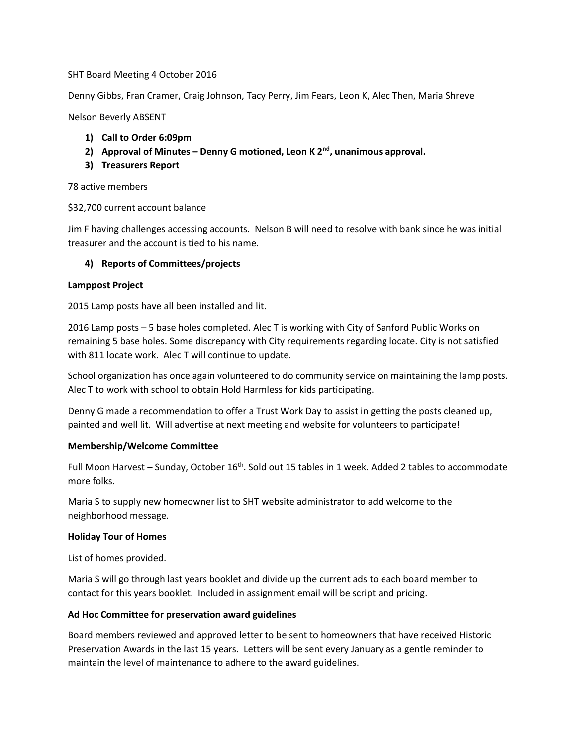SHT Board Meeting 4 October 2016

Denny Gibbs, Fran Cramer, Craig Johnson, Tacy Perry, Jim Fears, Leon K, Alec Then, Maria Shreve

Nelson Beverly ABSENT

1) **Call to Order 6:09pm**
2) **Approval of Minutes – Denny G motioned, Leon K 2nd, unanimous approval.**
3) **Treasurers Report**

78 active members

$32,700 current account balance

Jim F having challenges accessing accounts. Nelson B will need to resolve with bank since he was initial treasurer and the account is tied to his name.

4) **Reports of Committees/projects**

**Lamppost Project**

2015 Lamp posts have all been installed and lit.

2016 Lamp posts – 5 base holes completed. Alec T is working with City of Sanford Public Works on remaining 5 base holes. Some discrepancy with City requirements regarding locate. City is not satisfied with 811 locate work. Alec T will continue to update.

School organization has once again volunteered to do community service on maintaining the lamp posts. Alec T to work with school to obtain Hold Harmless for kids participating.

Denny G made a recommendation to offer a Trust Work Day to assist in getting the posts cleaned up, painted and well lit. Will advertise at next meeting and website for volunteers to participate!

**Membership/Welcome Committee**

Full Moon Harvest – Sunday, October 16th. Sold out 15 tables in 1 week. Added 2 tables to accommodate more folks.

Maria S to supply new homeowner list to SHT website administrator to add welcome to the neighborhood message.

**Holiday Tour of Homes**

List of homes provided.

Maria S will go through last years booklet and divide up the current ads to each board member to contact for this years booklet. Included in assignment email will be script and pricing.

**Ad Hoc Committee for preservation award guidelines**

Board members reviewed and approved letter to be sent to homeowners that have received Historic Preservation Awards in the last 15 years. Letters will be sent every January as a gentle reminder to maintain the level of maintenance to adhere to the award guidelines.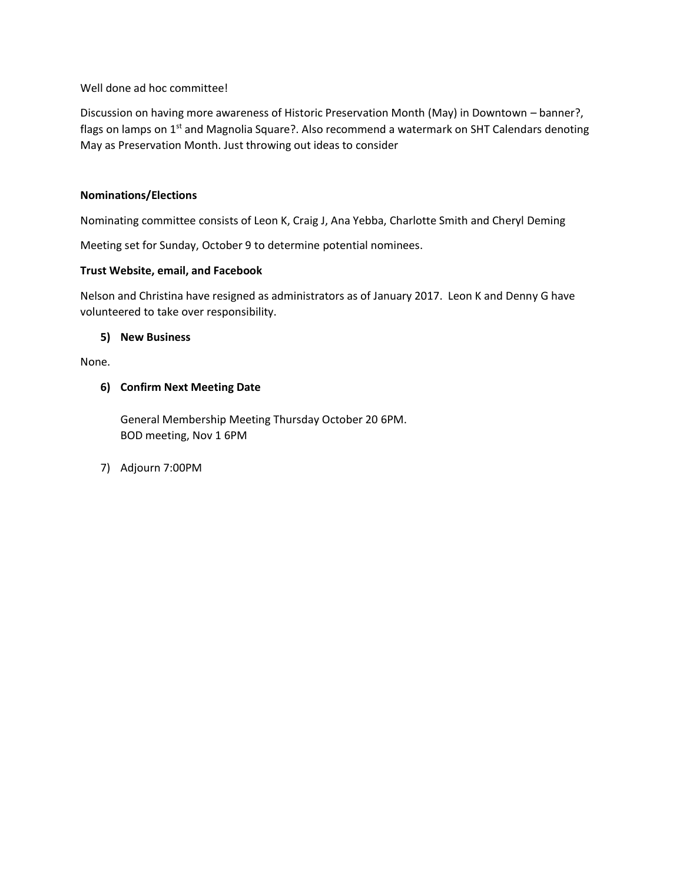Well done ad hoc committee!

Discussion on having more awareness of Historic Preservation Month (May) in Downtown – banner?, flags on lamps on 1st and Magnolia Square?. Also recommend a watermark on SHT Calendars denoting May as Preservation Month. Just throwing out ideas to consider

**Nominations/Elections**

Nominating committee consists of Leon K, Craig J, Ana Yebba, Charlotte Smith and Cheryl Deming

Meeting set for Sunday, October 9 to determine potential nominees.

**Trust Website, email, and Facebook**

Nelson and Christina have resigned as administrators as of January 2017. Leon K and Denny G have volunteered to take over responsibility.

5) **New Business**

None.

6) **Confirm Next Meeting Date**

   General Membership Meeting Thursday October 20 6PM.
   BOD meeting, Nov 1 6PM

7) Adjourn 7:00PM